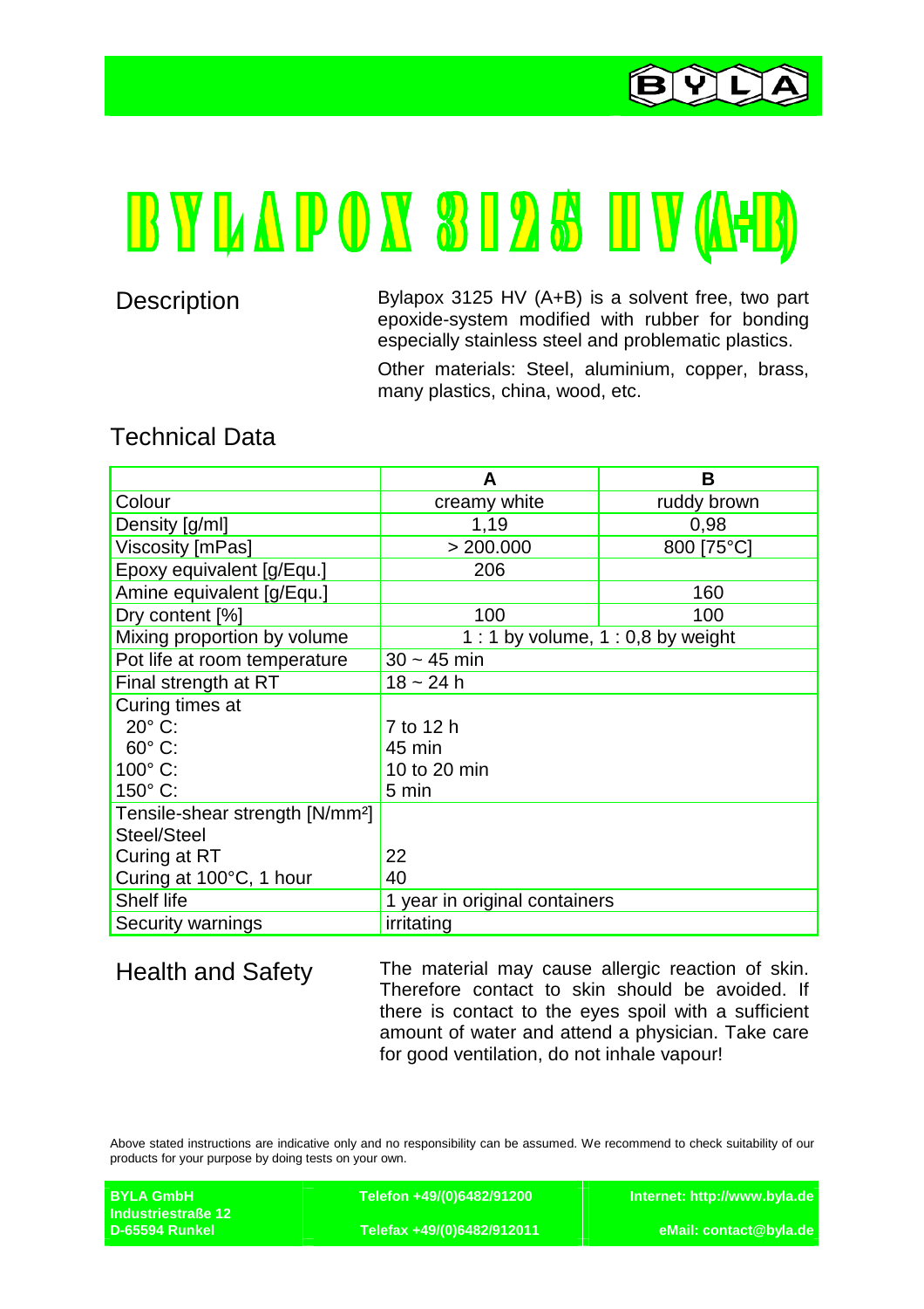# BYLAPOX 3125 HV (A+B)

## Description

Bylapox 3125 HV (A+B) is a solvent free, two part epoxide-system modified with rubber for bonding especially stainless steel and problematic plastics.

Other materials: Steel, aluminium, copper, brass, many plastics, china, wood, etc.

## Technical Data

| | A | B |
|---|---|---|
| Colour | creamy white | ruddy brown |
| Density [g/ml] | 1,19 | 0,98 |
| Viscosity [mPas] | > 200.000 | 800 [75°C] |
| Epoxy equivalent [g/Equ.] | 206 | |
| Amine equivalent [g/Equ.] | | 160 |
| Dry content [%] | 100 | 100 |
| Mixing proportion by volume | 1 : 1 by volume, 1 : 0,8 by weight | |
| Pot life at room temperature | 30 ~ 45 min | |
| Final strength at RT | 18 ~ 24 h | |
| Curing times at<br>20° C:<br>60° C:<br>100° C:<br>150° C: | <br>7 to 12 h<br>45 min<br>10 to 20 min<br>5 min | |
| Tensile-shear strength [N/mm²]<br>Steel/Steel<br>Curing at RT<br>Curing at 100°C, 1 hour | <br><br>22<br>40 | |
| Shelf life | 1 year in original containers | |
| Security warnings | irritating | |

## Health and Safety

The material may cause allergic reaction of skin. Therefore contact to skin should be avoided. If there is contact to the eyes spoil with a sufficient amount of water and attend a physician. Take care for good ventilation, do not inhale vapour!

Above stated instructions are indicative only and no responsibility can be assumed. We recommend to check suitability of our products for your purpose by doing tests on your own.

**BYLA GmbH**
**Industriestraße 12**
**D-65594 Runkel**

**Telefon +49/(0)6482/91200**
**Telefax +49/(0)6482/912011**

**Internet: http://www.byla.de**
**eMail: contact@byla.de**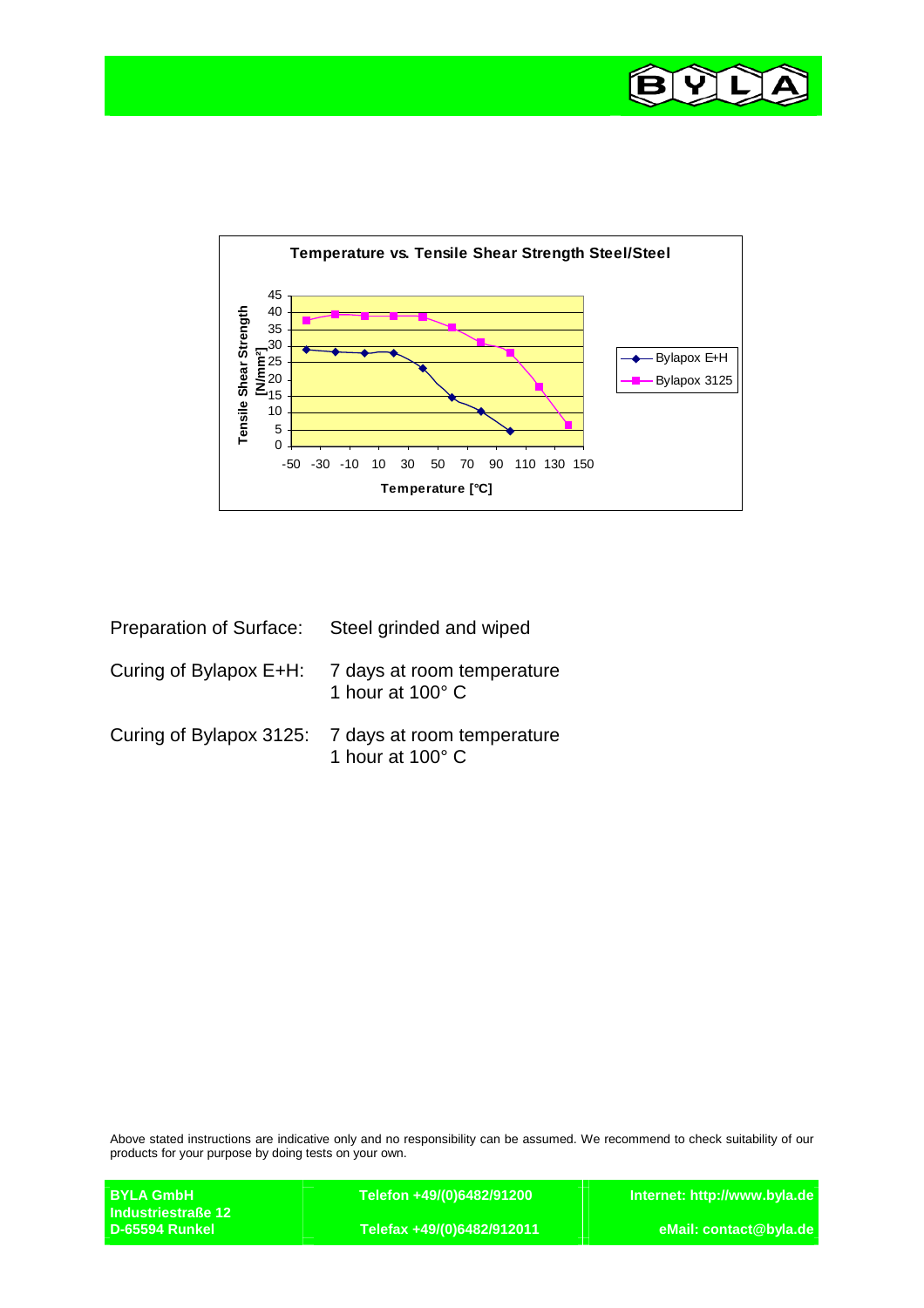Temperature vs. Tensile Shear Strength Steel/Steel

Tensile Shear Strength [N/mm²]

45
40
35
30
25
20
15
10
5
0

-50 -30 -10 10 30 50 70 90 110 130 150

Temperature [°C]

Bylapox E+H
Bylapox 3125

| | |
|---|---|
| Preparation of Surface: | Steel grinded and wiped |
| Curing of Bylapox E+H: | 7 days at room temperature<br>1 hour at 100° C |
| Curing of Bylapox 3125: | 7 days at room temperature<br>1 hour at 100° C |

Above stated instructions are indicative only and no responsibility can be assumed. We recommend to check suitability of our products for your purpose by doing tests on your own.

**BYLA GmbH**
**Industriestraße 12**
**D-65594 Runkel**

**Telefon +49/(0)6482/91200**
**Telefax +49/(0)6482/912011**

**Internet: http://www.byla.de**
**eMail: contact@byla.de**